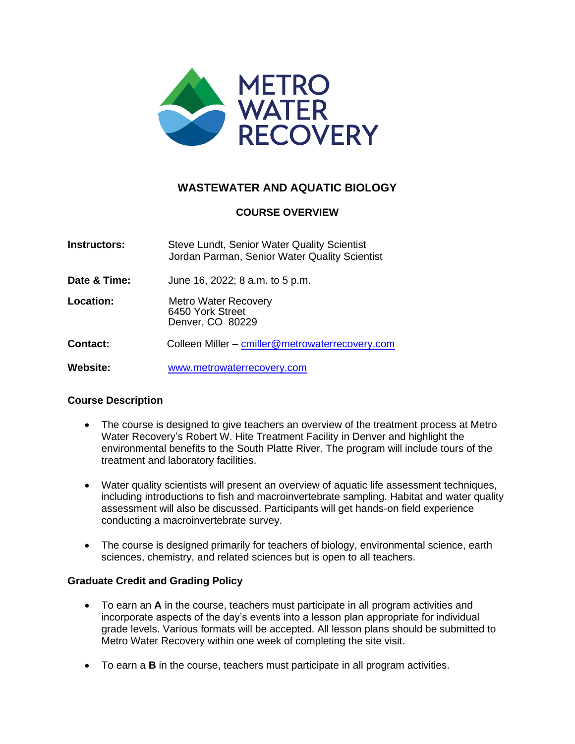METRO WATER RECOVERY

# WASTEWATER AND AQUATIC BIOLOGY

## COURSE OVERVIEW

**Instructors:** Steve Lundt, Senior Water Quality Scientist
Jordan Parman, Senior Water Quality Scientist

**Date & Time:** June 16, 2022; 8 a.m. to 5 p.m.

**Location:** Metro Water Recovery
6450 York Street
Denver, CO 80229

**Contact:** Colleen Miller – cmiller@metrowaterrecovery.com

**Website:** www.metrowaterrecovery.com

### Course Description

- The course is designed to give teachers an overview of the treatment process at Metro Water Recovery's Robert W. Hite Treatment Facility in Denver and highlight the environmental benefits to the South Platte River. The program will include tours of the treatment and laboratory facilities.
- Water quality scientists will present an overview of aquatic life assessment techniques, including introductions to fish and macroinvertebrate sampling. Habitat and water quality assessment will also be discussed. Participants will get hands-on field experience conducting a macroinvertebrate survey.
- The course is designed primarily for teachers of biology, environmental science, earth sciences, chemistry, and related sciences but is open to all teachers.

### Graduate Credit and Grading Policy

- To earn an **A** in the course, teachers must participate in all program activities and incorporate aspects of the day's events into a lesson plan appropriate for individual grade levels. Various formats will be accepted. All lesson plans should be submitted to Metro Water Recovery within one week of completing the site visit.
- To earn a **B** in the course, teachers must participate in all program activities.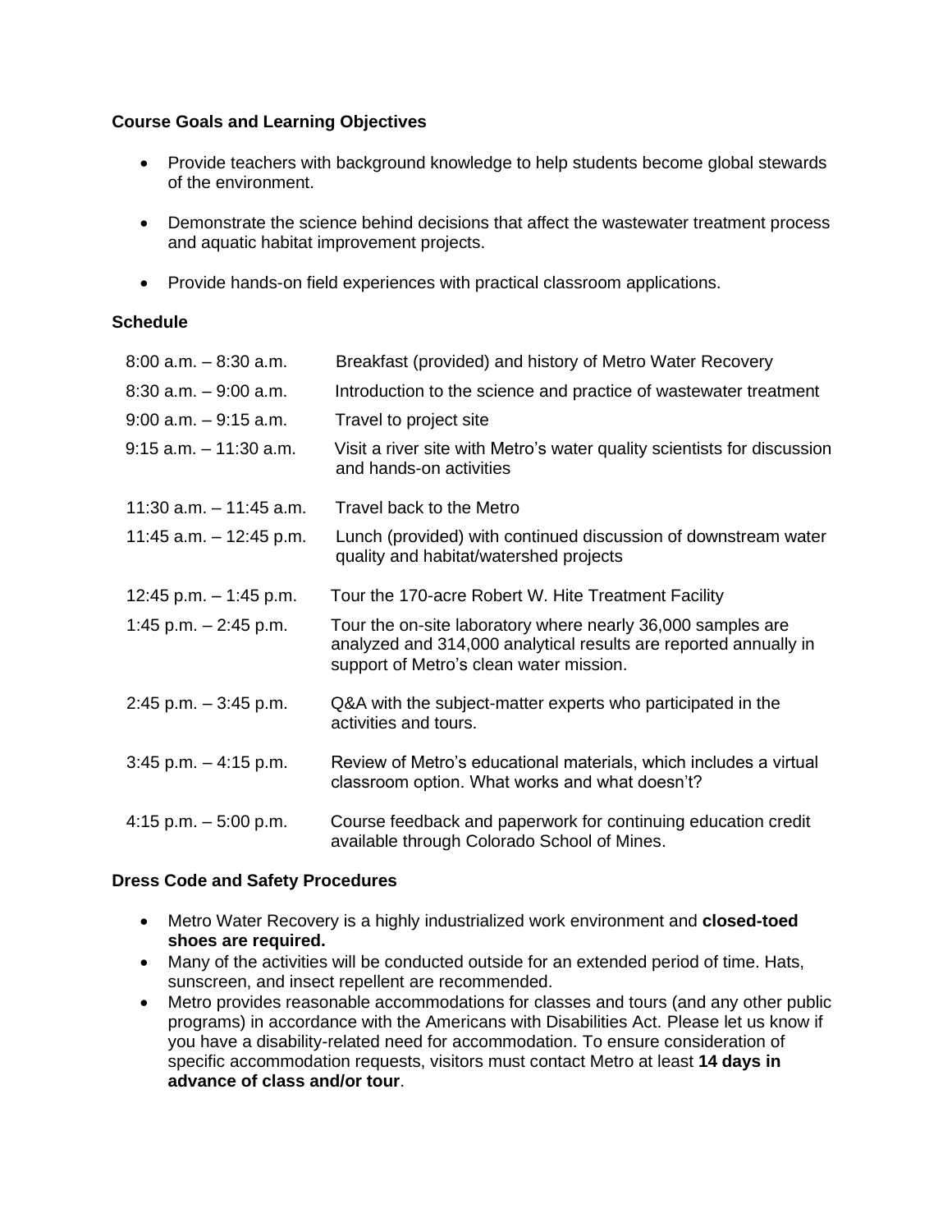**Course Goals and Learning Objectives**

- Provide teachers with background knowledge to help students become global stewards of the environment.
- Demonstrate the science behind decisions that affect the wastewater treatment process and aquatic habitat improvement projects.
- Provide hands-on field experiences with practical classroom applications.

**Schedule**

| | |
|---|---|
| 8:00 a.m. – 8:30 a.m. | Breakfast (provided) and history of Metro Water Recovery |
| 8:30 a.m. – 9:00 a.m. | Introduction to the science and practice of wastewater treatment |
| 9:00 a.m. – 9:15 a.m. | Travel to project site |
| 9:15 a.m. – 11:30 a.m. | Visit a river site with Metro's water quality scientists for discussion and hands-on activities |
| 11:30 a.m. – 11:45 a.m. | Travel back to the Metro |
| 11:45 a.m. – 12:45 p.m. | Lunch (provided) with continued discussion of downstream water quality and habitat/watershed projects |
| 12:45 p.m. – 1:45 p.m. | Tour the 170-acre Robert W. Hite Treatment Facility |
| 1:45 p.m. – 2:45 p.m. | Tour the on-site laboratory where nearly 36,000 samples are analyzed and 314,000 analytical results are reported annually in support of Metro's clean water mission. |
| 2:45 p.m. – 3:45 p.m. | Q&A with the subject-matter experts who participated in the activities and tours. |
| 3:45 p.m. – 4:15 p.m. | Review of Metro's educational materials, which includes a virtual classroom option. What works and what doesn't? |
| 4:15 p.m. – 5:00 p.m. | Course feedback and paperwork for continuing education credit available through Colorado School of Mines. |

**Dress Code and Safety Procedures**

- Metro Water Recovery is a highly industrialized work environment and **closed-toed shoes are required.**
- Many of the activities will be conducted outside for an extended period of time. Hats, sunscreen, and insect repellent are recommended.
- Metro provides reasonable accommodations for classes and tours (and any other public programs) in accordance with the Americans with Disabilities Act. Please let us know if you have a disability-related need for accommodation. To ensure consideration of specific accommodation requests, visitors must contact Metro at least **14 days in advance of class and/or tour**.